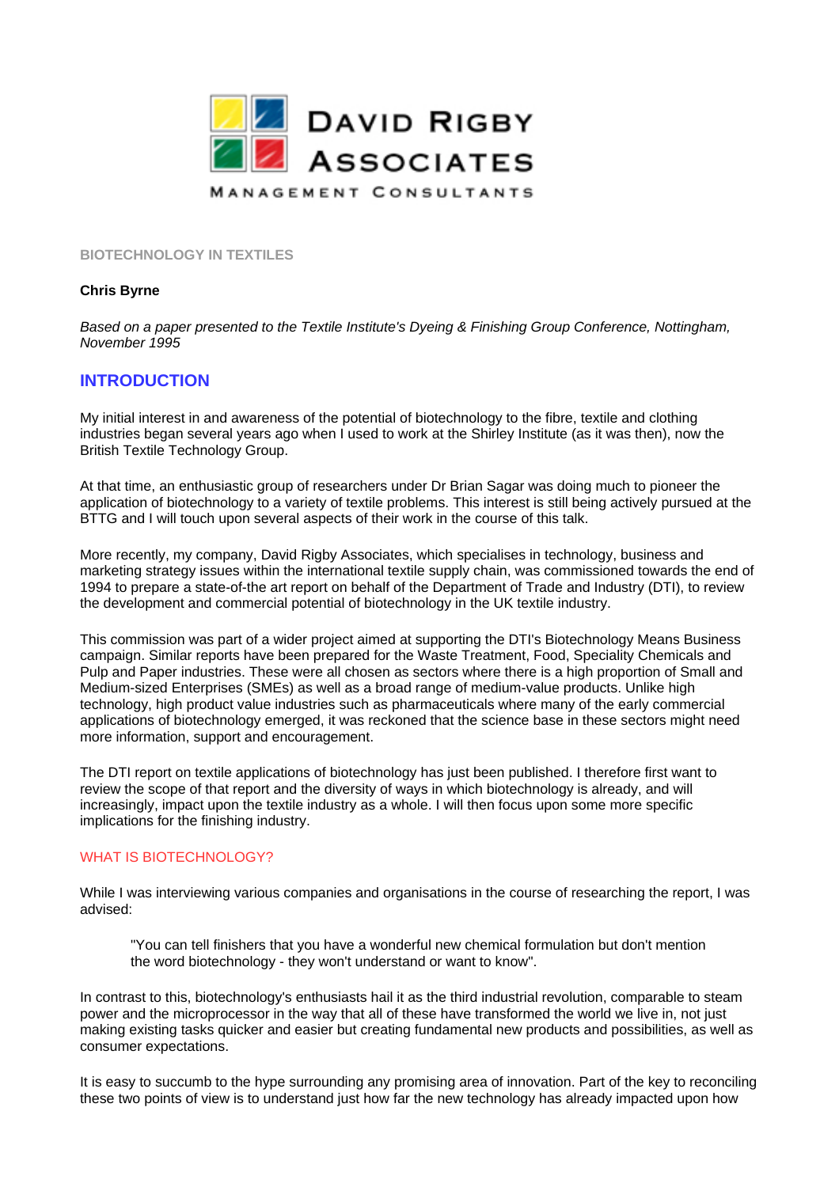**DAVID RIGBY ASSOCIATES**

MANAGEMENT CONSULTANTS

# BIOTECHNOLOGY IN TEXTILES

**Chris Byrne**

*Based on a paper presented to the Textile Institute's Dyeing & Finishing Group Conference, Nottingham, November 1995*

## INTRODUCTION

My initial interest in and awareness of the potential of biotechnology to the fibre, textile and clothing industries began several years ago when I used to work at the Shirley Institute (as it was then), now the British Textile Technology Group.

At that time, an enthusiastic group of researchers under Dr Brian Sagar was doing much to pioneer the application of biotechnology to a variety of textile problems. This interest is still being actively pursued at the BTTG and I will touch upon several aspects of their work in the course of this talk.

More recently, my company, David Rigby Associates, which specialises in technology, business and marketing strategy issues within the international textile supply chain, was commissioned towards the end of 1994 to prepare a state-of-the art report on behalf of the Department of Trade and Industry (DTI), to review the development and commercial potential of biotechnology in the UK textile industry.

This commission was part of a wider project aimed at supporting the DTI's Biotechnology Means Business campaign. Similar reports have been prepared for the Waste Treatment, Food, Speciality Chemicals and Pulp and Paper industries. These were all chosen as sectors where there is a high proportion of Small and Medium-sized Enterprises (SMEs) as well as a broad range of medium-value products. Unlike high technology, high product value industries such as pharmaceuticals where many of the early commercial applications of biotechnology emerged, it was reckoned that the science base in these sectors might need more information, support and encouragement.

The DTI report on textile applications of biotechnology has just been published. I therefore first want to review the scope of that report and the diversity of ways in which biotechnology is already, and will increasingly, impact upon the textile industry as a whole. I will then focus upon some more specific implications for the finishing industry.

### WHAT IS BIOTECHNOLOGY?

While I was interviewing various companies and organisations in the course of researching the report, I was advised:

> "You can tell finishers that you have a wonderful new chemical formulation but don't mention the word biotechnology - they won't understand or want to know".

In contrast to this, biotechnology's enthusiasts hail it as the third industrial revolution, comparable to steam power and the microprocessor in the way that all of these have transformed the world we live in, not just making existing tasks quicker and easier but creating fundamental new products and possibilities, as well as consumer expectations.

It is easy to succumb to the hype surrounding any promising area of innovation. Part of the key to reconciling these two points of view is to understand just how far the new technology has already impacted upon how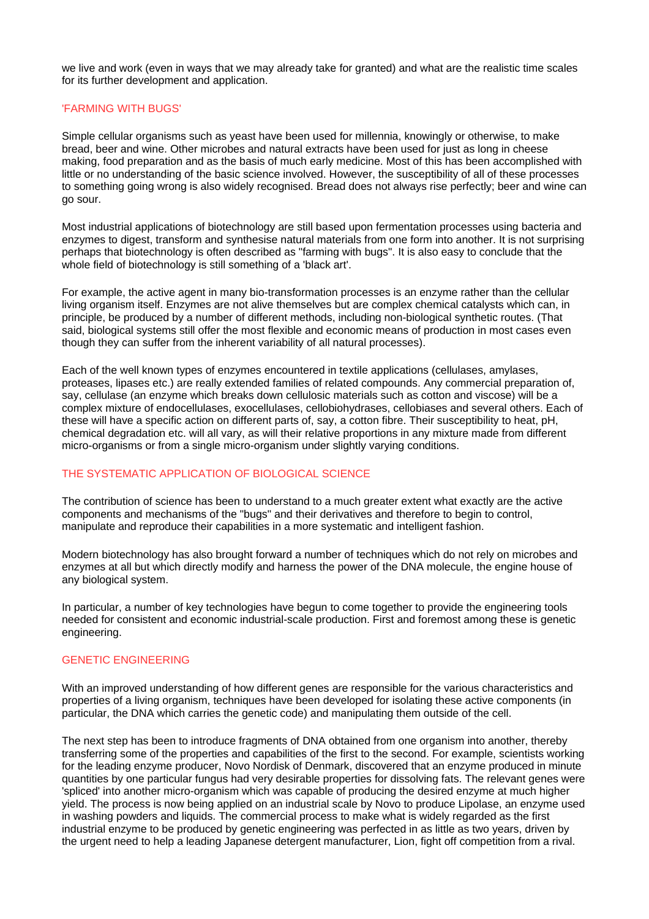we live and work (even in ways that we may already take for granted) and what are the realistic time scales for its further development and application.

## 'FARMING WITH BUGS'

Simple cellular organisms such as yeast have been used for millennia, knowingly or otherwise, to make bread, beer and wine. Other microbes and natural extracts have been used for just as long in cheese making, food preparation and as the basis of much early medicine. Most of this has been accomplished with little or no understanding of the basic science involved. However, the susceptibility of all of these processes to something going wrong is also widely recognised. Bread does not always rise perfectly; beer and wine can go sour.

Most industrial applications of biotechnology are still based upon fermentation processes using bacteria and enzymes to digest, transform and synthesise natural materials from one form into another. It is not surprising perhaps that biotechnology is often described as "farming with bugs". It is also easy to conclude that the whole field of biotechnology is still something of a 'black art'.

For example, the active agent in many bio-transformation processes is an enzyme rather than the cellular living organism itself. Enzymes are not alive themselves but are complex chemical catalysts which can, in principle, be produced by a number of different methods, including non-biological synthetic routes. (That said, biological systems still offer the most flexible and economic means of production in most cases even though they can suffer from the inherent variability of all natural processes).

Each of the well known types of enzymes encountered in textile applications (cellulases, amylases, proteases, lipases etc.) are really extended families of related compounds. Any commercial preparation of, say, cellulase (an enzyme which breaks down cellulosic materials such as cotton and viscose) will be a complex mixture of endocellulases, exocellulases, cellobiohydrases, cellobiases and several others. Each of these will have a specific action on different parts of, say, a cotton fibre. Their susceptibility to heat, pH, chemical degradation etc. will all vary, as will their relative proportions in any mixture made from different micro-organisms or from a single micro-organism under slightly varying conditions.

## THE SYSTEMATIC APPLICATION OF BIOLOGICAL SCIENCE

The contribution of science has been to understand to a much greater extent what exactly are the active components and mechanisms of the "bugs" and their derivatives and therefore to begin to control, manipulate and reproduce their capabilities in a more systematic and intelligent fashion.

Modern biotechnology has also brought forward a number of techniques which do not rely on microbes and enzymes at all but which directly modify and harness the power of the DNA molecule, the engine house of any biological system.

In particular, a number of key technologies have begun to come together to provide the engineering tools needed for consistent and economic industrial-scale production. First and foremost among these is genetic engineering.

## GENETIC ENGINEERING

With an improved understanding of how different genes are responsible for the various characteristics and properties of a living organism, techniques have been developed for isolating these active components (in particular, the DNA which carries the genetic code) and manipulating them outside of the cell.

The next step has been to introduce fragments of DNA obtained from one organism into another, thereby transferring some of the properties and capabilities of the first to the second. For example, scientists working for the leading enzyme producer, Novo Nordisk of Denmark, discovered that an enzyme produced in minute quantities by one particular fungus had very desirable properties for dissolving fats. The relevant genes were 'spliced' into another micro-organism which was capable of producing the desired enzyme at much higher yield. The process is now being applied on an industrial scale by Novo to produce Lipolase, an enzyme used in washing powders and liquids. The commercial process to make what is widely regarded as the first industrial enzyme to be produced by genetic engineering was perfected in as little as two years, driven by the urgent need to help a leading Japanese detergent manufacturer, Lion, fight off competition from a rival.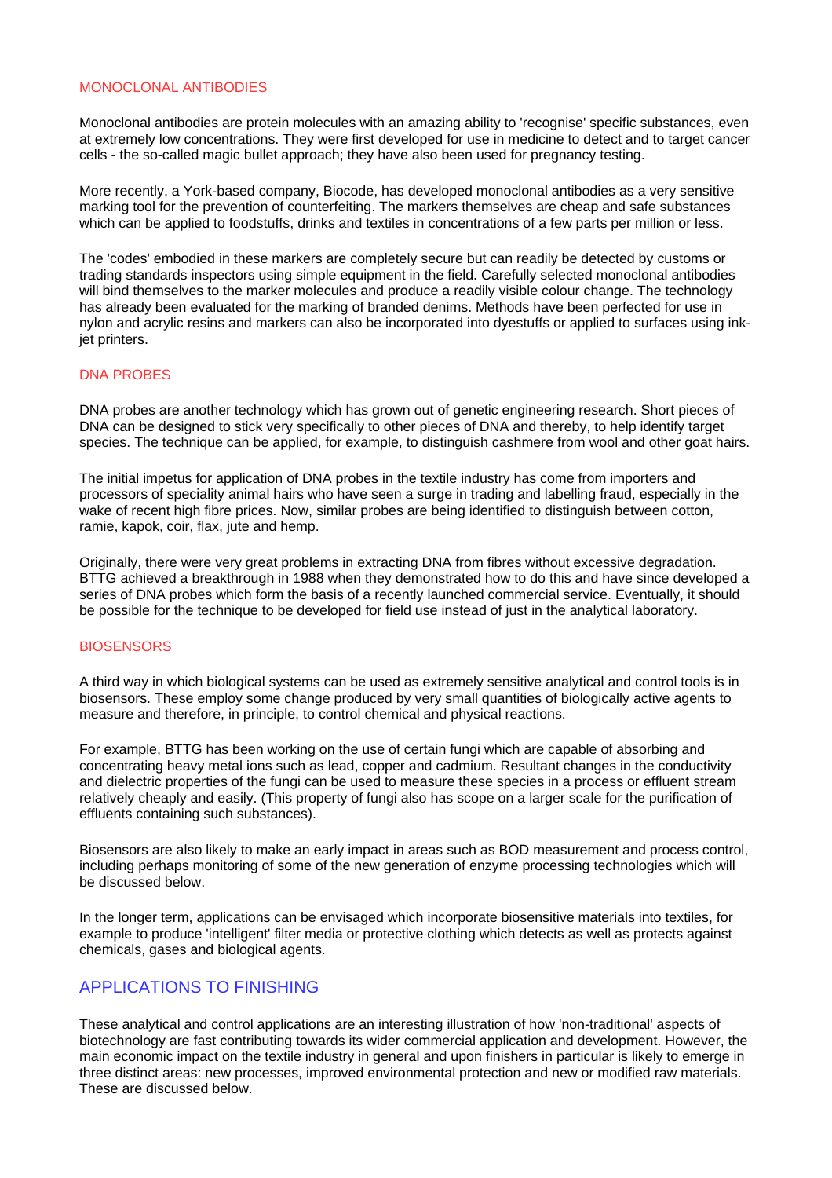### MONOCLONAL ANTIBODIES

Monoclonal antibodies are protein molecules with an amazing ability to 'recognise' specific substances, even at extremely low concentrations. They were first developed for use in medicine to detect and to target cancer cells - the so-called magic bullet approach; they have also been used for pregnancy testing.

More recently, a York-based company, Biocode, has developed monoclonal antibodies as a very sensitive marking tool for the prevention of counterfeiting. The markers themselves are cheap and safe substances which can be applied to foodstuffs, drinks and textiles in concentrations of a few parts per million or less.

The 'codes' embodied in these markers are completely secure but can readily be detected by customs or trading standards inspectors using simple equipment in the field. Carefully selected monoclonal antibodies will bind themselves to the marker molecules and produce a readily visible colour change. The technology has already been evaluated for the marking of branded denims. Methods have been perfected for use in nylon and acrylic resins and markers can also be incorporated into dyestuffs or applied to surfaces using ink-jet printers.

### DNA PROBES

DNA probes are another technology which has grown out of genetic engineering research. Short pieces of DNA can be designed to stick very specifically to other pieces of DNA and thereby, to help identify target species. The technique can be applied, for example, to distinguish cashmere from wool and other goat hairs.

The initial impetus for application of DNA probes in the textile industry has come from importers and processors of speciality animal hairs who have seen a surge in trading and labelling fraud, especially in the wake of recent high fibre prices. Now, similar probes are being identified to distinguish between cotton, ramie, kapok, coir, flax, jute and hemp.

Originally, there were very great problems in extracting DNA from fibres without excessive degradation. BTTG achieved a breakthrough in 1988 when they demonstrated how to do this and have since developed a series of DNA probes which form the basis of a recently launched commercial service. Eventually, it should be possible for the technique to be developed for field use instead of just in the analytical laboratory.

### BIOSENSORS

A third way in which biological systems can be used as extremely sensitive analytical and control tools is in biosensors. These employ some change produced by very small quantities of biologically active agents to measure and therefore, in principle, to control chemical and physical reactions.

For example, BTTG has been working on the use of certain fungi which are capable of absorbing and concentrating heavy metal ions such as lead, copper and cadmium. Resultant changes in the conductivity and dielectric properties of the fungi can be used to measure these species in a process or effluent stream relatively cheaply and easily. (This property of fungi also has scope on a larger scale for the purification of effluents containing such substances).

Biosensors are also likely to make an early impact in areas such as BOD measurement and process control, including perhaps monitoring of some of the new generation of enzyme processing technologies which will be discussed below.

In the longer term, applications can be envisaged which incorporate biosensitive materials into textiles, for example to produce 'intelligent' filter media or protective clothing which detects as well as protects against chemicals, gases and biological agents.

## APPLICATIONS TO FINISHING

These analytical and control applications are an interesting illustration of how 'non-traditional' aspects of biotechnology are fast contributing towards its wider commercial application and development. However, the main economic impact on the textile industry in general and upon finishers in particular is likely to emerge in three distinct areas: new processes, improved environmental protection and new or modified raw materials. These are discussed below.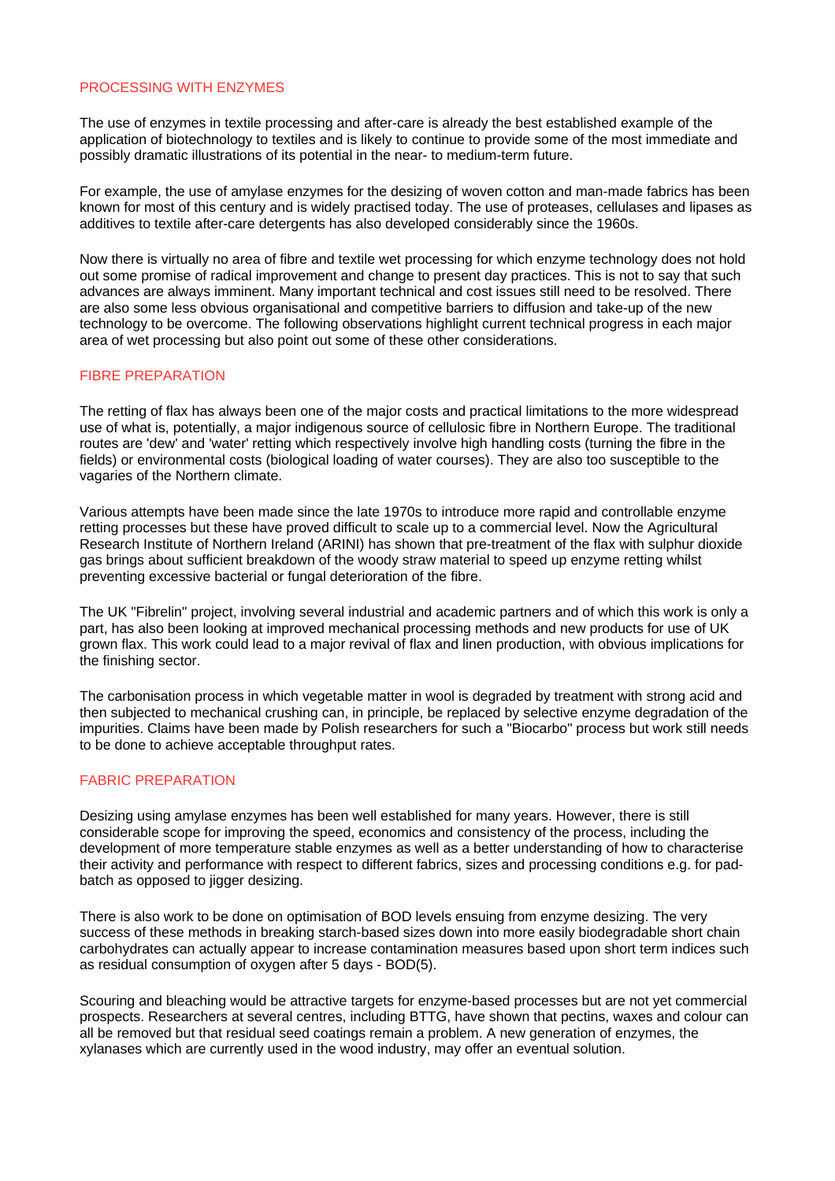## PROCESSING WITH ENZYMES

The use of enzymes in textile processing and after-care is already the best established example of the application of biotechnology to textiles and is likely to continue to provide some of the most immediate and possibly dramatic illustrations of its potential in the near- to medium-term future.

For example, the use of amylase enzymes for the desizing of woven cotton and man-made fabrics has been known for most of this century and is widely practised today. The use of proteases, cellulases and lipases as additives to textile after-care detergents has also developed considerably since the 1960s.

Now there is virtually no area of fibre and textile wet processing for which enzyme technology does not hold out some promise of radical improvement and change to present day practices. This is not to say that such advances are always imminent. Many important technical and cost issues still need to be resolved. There are also some less obvious organisational and competitive barriers to diffusion and take-up of the new technology to be overcome. The following observations highlight current technical progress in each major area of wet processing but also point out some of these other considerations.

## FIBRE PREPARATION

The retting of flax has always been one of the major costs and practical limitations to the more widespread use of what is, potentially, a major indigenous source of cellulosic fibre in Northern Europe. The traditional routes are 'dew' and 'water' retting which respectively involve high handling costs (turning the fibre in the fields) or environmental costs (biological loading of water courses). They are also too susceptible to the vagaries of the Northern climate.

Various attempts have been made since the late 1970s to introduce more rapid and controllable enzyme retting processes but these have proved difficult to scale up to a commercial level. Now the Agricultural Research Institute of Northern Ireland (ARINI) has shown that pre-treatment of the flax with sulphur dioxide gas brings about sufficient breakdown of the woody straw material to speed up enzyme retting whilst preventing excessive bacterial or fungal deterioration of the fibre.

The UK "Fibrelin" project, involving several industrial and academic partners and of which this work is only a part, has also been looking at improved mechanical processing methods and new products for use of UK grown flax. This work could lead to a major revival of flax and linen production, with obvious implications for the finishing sector.

The carbonisation process in which vegetable matter in wool is degraded by treatment with strong acid and then subjected to mechanical crushing can, in principle, be replaced by selective enzyme degradation of the impurities. Claims have been made by Polish researchers for such a "Biocarbo" process but work still needs to be done to achieve acceptable throughput rates.

## FABRIC PREPARATION

Desizing using amylase enzymes has been well established for many years. However, there is still considerable scope for improving the speed, economics and consistency of the process, including the development of more temperature stable enzymes as well as a better understanding of how to characterise their activity and performance with respect to different fabrics, sizes and processing conditions e.g. for pad-batch as opposed to jigger desizing.

There is also work to be done on optimisation of BOD levels ensuing from enzyme desizing. The very success of these methods in breaking starch-based sizes down into more easily biodegradable short chain carbohydrates can actually appear to increase contamination measures based upon short term indices such as residual consumption of oxygen after 5 days - BOD(5).

Scouring and bleaching would be attractive targets for enzyme-based processes but are not yet commercial prospects. Researchers at several centres, including BTTG, have shown that pectins, waxes and colour can all be removed but that residual seed coatings remain a problem. A new generation of enzymes, the xylanases which are currently used in the wood industry, may offer an eventual solution.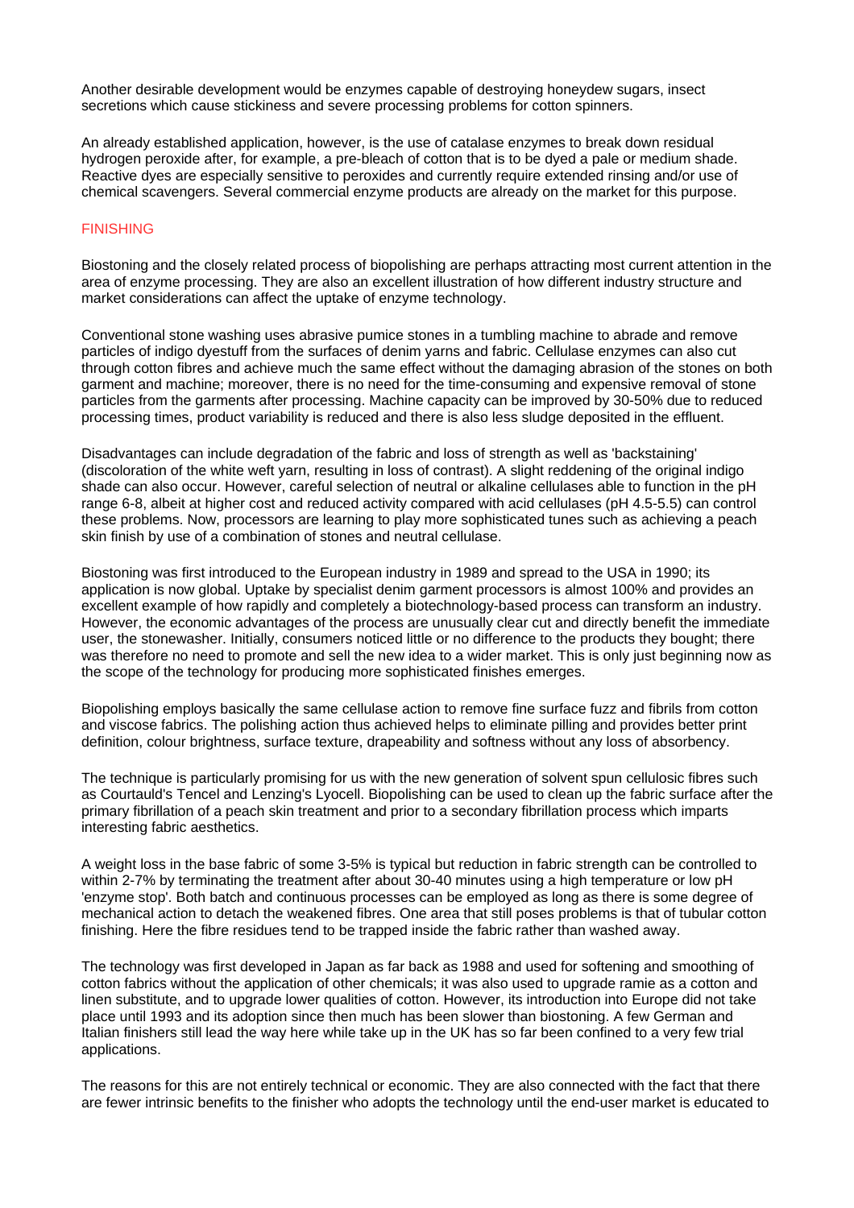Another desirable development would be enzymes capable of destroying honeydew sugars, insect secretions which cause stickiness and severe processing problems for cotton spinners.

An already established application, however, is the use of catalase enzymes to break down residual hydrogen peroxide after, for example, a pre-bleach of cotton that is to be dyed a pale or medium shade. Reactive dyes are especially sensitive to peroxides and currently require extended rinsing and/or use of chemical scavengers. Several commercial enzyme products are already on the market for this purpose.

## FINISHING

Biostoning and the closely related process of biopolishing are perhaps attracting most current attention in the area of enzyme processing. They are also an excellent illustration of how different industry structure and market considerations can affect the uptake of enzyme technology.

Conventional stone washing uses abrasive pumice stones in a tumbling machine to abrade and remove particles of indigo dyestuff from the surfaces of denim yarns and fabric. Cellulase enzymes can also cut through cotton fibres and achieve much the same effect without the damaging abrasion of the stones on both garment and machine; moreover, there is no need for the time-consuming and expensive removal of stone particles from the garments after processing. Machine capacity can be improved by 30-50% due to reduced processing times, product variability is reduced and there is also less sludge deposited in the effluent.

Disadvantages can include degradation of the fabric and loss of strength as well as 'backstaining' (discoloration of the white weft yarn, resulting in loss of contrast). A slight reddening of the original indigo shade can also occur. However, careful selection of neutral or alkaline cellulases able to function in the pH range 6-8, albeit at higher cost and reduced activity compared with acid cellulases (pH 4.5-5.5) can control these problems. Now, processors are learning to play more sophisticated tunes such as achieving a peach skin finish by use of a combination of stones and neutral cellulase.

Biostoning was first introduced to the European industry in 1989 and spread to the USA in 1990; its application is now global. Uptake by specialist denim garment processors is almost 100% and provides an excellent example of how rapidly and completely a biotechnology-based process can transform an industry. However, the economic advantages of the process are unusually clear cut and directly benefit the immediate user, the stonewasher. Initially, consumers noticed little or no difference to the products they bought; there was therefore no need to promote and sell the new idea to a wider market. This is only just beginning now as the scope of the technology for producing more sophisticated finishes emerges.

Biopolishing employs basically the same cellulase action to remove fine surface fuzz and fibrils from cotton and viscose fabrics. The polishing action thus achieved helps to eliminate pilling and provides better print definition, colour brightness, surface texture, drapeability and softness without any loss of absorbency.

The technique is particularly promising for us with the new generation of solvent spun cellulosic fibres such as Courtauld's Tencel and Lenzing's Lyocell. Biopolishing can be used to clean up the fabric surface after the primary fibrillation of a peach skin treatment and prior to a secondary fibrillation process which imparts interesting fabric aesthetics.

A weight loss in the base fabric of some 3-5% is typical but reduction in fabric strength can be controlled to within 2-7% by terminating the treatment after about 30-40 minutes using a high temperature or low pH 'enzyme stop'. Both batch and continuous processes can be employed as long as there is some degree of mechanical action to detach the weakened fibres. One area that still poses problems is that of tubular cotton finishing. Here the fibre residues tend to be trapped inside the fabric rather than washed away.

The technology was first developed in Japan as far back as 1988 and used for softening and smoothing of cotton fabrics without the application of other chemicals; it was also used to upgrade ramie as a cotton and linen substitute, and to upgrade lower qualities of cotton. However, its introduction into Europe did not take place until 1993 and its adoption since then much has been slower than biostoning. A few German and Italian finishers still lead the way here while take up in the UK has so far been confined to a very few trial applications.

The reasons for this are not entirely technical or economic. They are also connected with the fact that there are fewer intrinsic benefits to the finisher who adopts the technology until the end-user market is educated to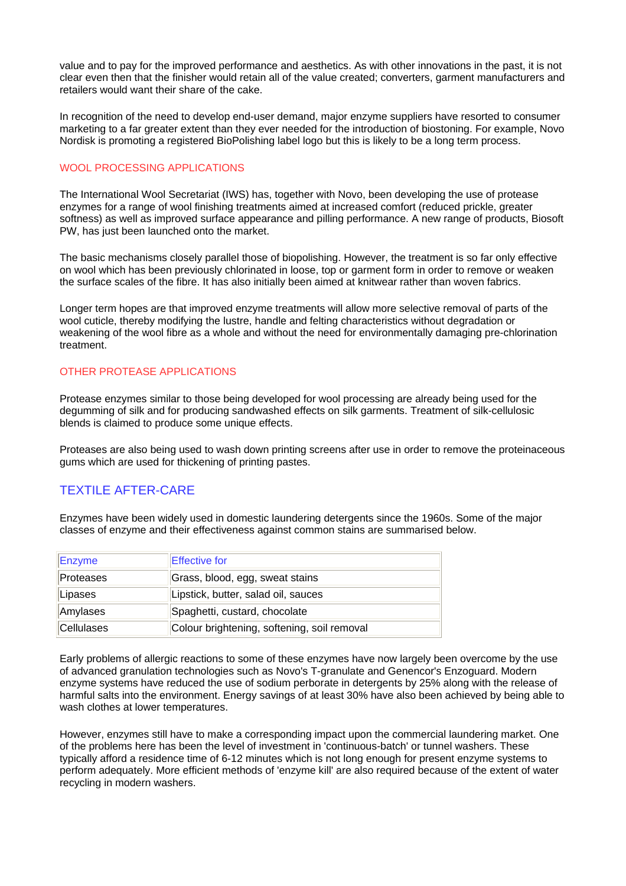value and to pay for the improved performance and aesthetics. As with other innovations in the past, it is not clear even then that the finisher would retain all of the value created; converters, garment manufacturers and retailers would want their share of the cake.

In recognition of the need to develop end-user demand, major enzyme suppliers have resorted to consumer marketing to a far greater extent than they ever needed for the introduction of biostoning. For example, Novo Nordisk is promoting a registered BioPolishing label logo but this is likely to be a long term process.

### WOOL PROCESSING APPLICATIONS

The International Wool Secretariat (IWS) has, together with Novo, been developing the use of protease enzymes for a range of wool finishing treatments aimed at increased comfort (reduced prickle, greater softness) as well as improved surface appearance and pilling performance. A new range of products, Biosoft PW, has just been launched onto the market.

The basic mechanisms closely parallel those of biopolishing. However, the treatment is so far only effective on wool which has been previously chlorinated in loose, top or garment form in order to remove or weaken the surface scales of the fibre. It has also initially been aimed at knitwear rather than woven fabrics.

Longer term hopes are that improved enzyme treatments will allow more selective removal of parts of the wool cuticle, thereby modifying the lustre, handle and felting characteristics without degradation or weakening of the wool fibre as a whole and without the need for environmentally damaging pre-chlorination treatment.

### OTHER PROTEASE APPLICATIONS

Protease enzymes similar to those being developed for wool processing are already being used for the degumming of silk and for producing sandwashed effects on silk garments. Treatment of silk-cellulosic blends is claimed to produce some unique effects.

Proteases are also being used to wash down printing screens after use in order to remove the proteinaceous gums which are used for thickening of printing pastes.

## TEXTILE AFTER-CARE

Enzymes have been widely used in domestic laundering detergents since the 1960s. Some of the major classes of enzyme and their effectiveness against common stains are summarised below.

| Enzyme | Effective for |
|---|---|
| Proteases | Grass, blood, egg, sweat stains |
| Lipases | Lipstick, butter, salad oil, sauces |
| Amylases | Spaghetti, custard, chocolate |
| Cellulases | Colour brightening, softening, soil removal |

Early problems of allergic reactions to some of these enzymes have now largely been overcome by the use of advanced granulation technologies such as Novo's T-granulate and Genencor's Enzoguard. Modern enzyme systems have reduced the use of sodium perborate in detergents by 25% along with the release of harmful salts into the environment. Energy savings of at least 30% have also been achieved by being able to wash clothes at lower temperatures.

However, enzymes still have to make a corresponding impact upon the commercial laundering market. One of the problems here has been the level of investment in 'continuous-batch' or tunnel washers. These typically afford a residence time of 6-12 minutes which is not long enough for present enzyme systems to perform adequately. More efficient methods of 'enzyme kill' are also required because of the extent of water recycling in modern washers.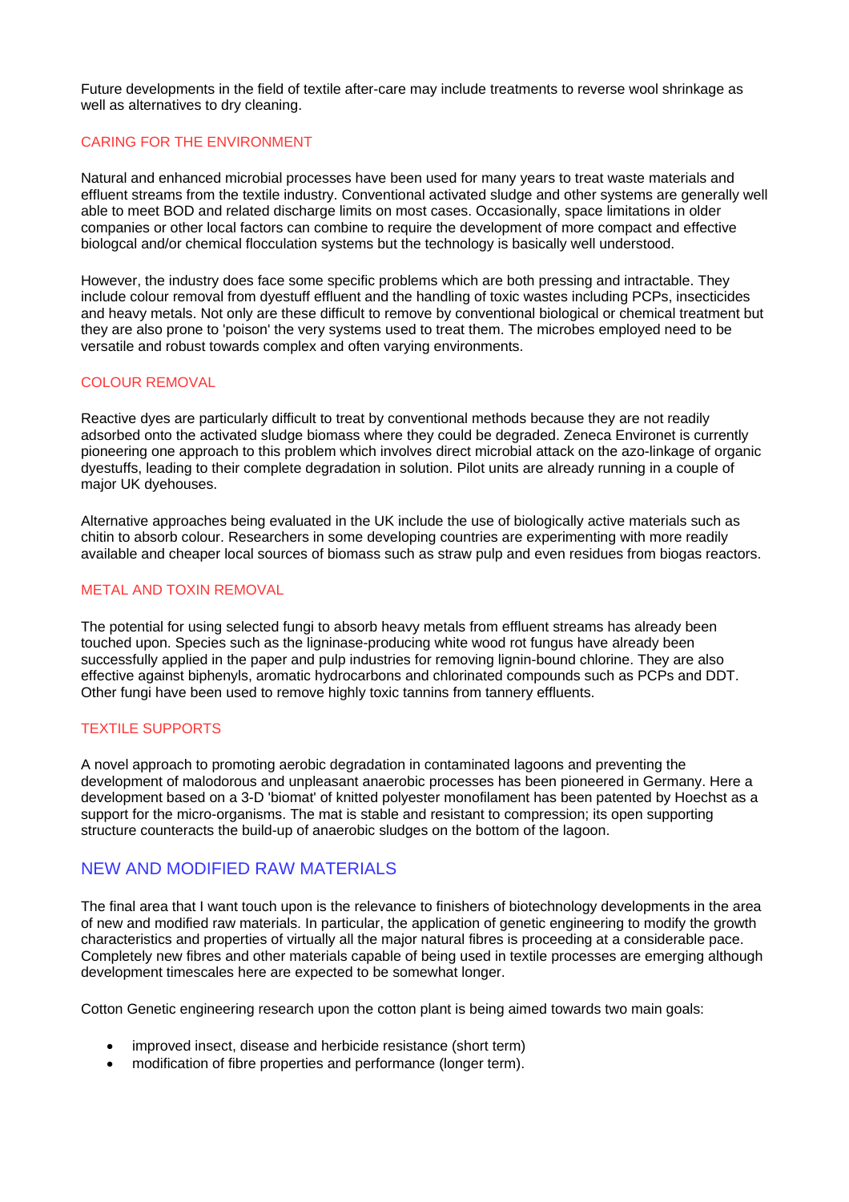Future developments in the field of textile after-care may include treatments to reverse wool shrinkage as well as alternatives to dry cleaning.

### CARING FOR THE ENVIRONMENT

Natural and enhanced microbial processes have been used for many years to treat waste materials and effluent streams from the textile industry. Conventional activated sludge and other systems are generally well able to meet BOD and related discharge limits on most cases. Occasionally, space limitations in older companies or other local factors can combine to require the development of more compact and effective biologcal and/or chemical flocculation systems but the technology is basically well understood.

However, the industry does face some specific problems which are both pressing and intractable. They include colour removal from dyestuff effluent and the handling of toxic wastes including PCPs, insecticides and heavy metals. Not only are these difficult to remove by conventional biological or chemical treatment but they are also prone to 'poison' the very systems used to treat them. The microbes employed need to be versatile and robust towards complex and often varying environments.

### COLOUR REMOVAL

Reactive dyes are particularly difficult to treat by conventional methods because they are not readily adsorbed onto the activated sludge biomass where they could be degraded. Zeneca Environet is currently pioneering one approach to this problem which involves direct microbial attack on the azo-linkage of organic dyestuffs, leading to their complete degradation in solution. Pilot units are already running in a couple of major UK dyehouses.

Alternative approaches being evaluated in the UK include the use of biologically active materials such as chitin to absorb colour. Researchers in some developing countries are experimenting with more readily available and cheaper local sources of biomass such as straw pulp and even residues from biogas reactors.

### METAL AND TOXIN REMOVAL

The potential for using selected fungi to absorb heavy metals from effluent streams has already been touched upon. Species such as the ligninase-producing white wood rot fungus have already been successfully applied in the paper and pulp industries for removing lignin-bound chlorine. They are also effective against biphenyls, aromatic hydrocarbons and chlorinated compounds such as PCPs and DDT. Other fungi have been used to remove highly toxic tannins from tannery effluents.

### TEXTILE SUPPORTS

A novel approach to promoting aerobic degradation in contaminated lagoons and preventing the development of malodorous and unpleasant anaerobic processes has been pioneered in Germany. Here a development based on a 3-D 'biomat' of knitted polyester monofilament has been patented by Hoechst as a support for the micro-organisms. The mat is stable and resistant to compression; its open supporting structure counteracts the build-up of anaerobic sludges on the bottom of the lagoon.

## NEW AND MODIFIED RAW MATERIALS

The final area that I want touch upon is the relevance to finishers of biotechnology developments in the area of new and modified raw materials. In particular, the application of genetic engineering to modify the growth characteristics and properties of virtually all the major natural fibres is proceeding at a considerable pace. Completely new fibres and other materials capable of being used in textile processes are emerging although development timescales here are expected to be somewhat longer.

Cotton Genetic engineering research upon the cotton plant is being aimed towards two main goals:

- improved insect, disease and herbicide resistance (short term)
- modification of fibre properties and performance (longer term).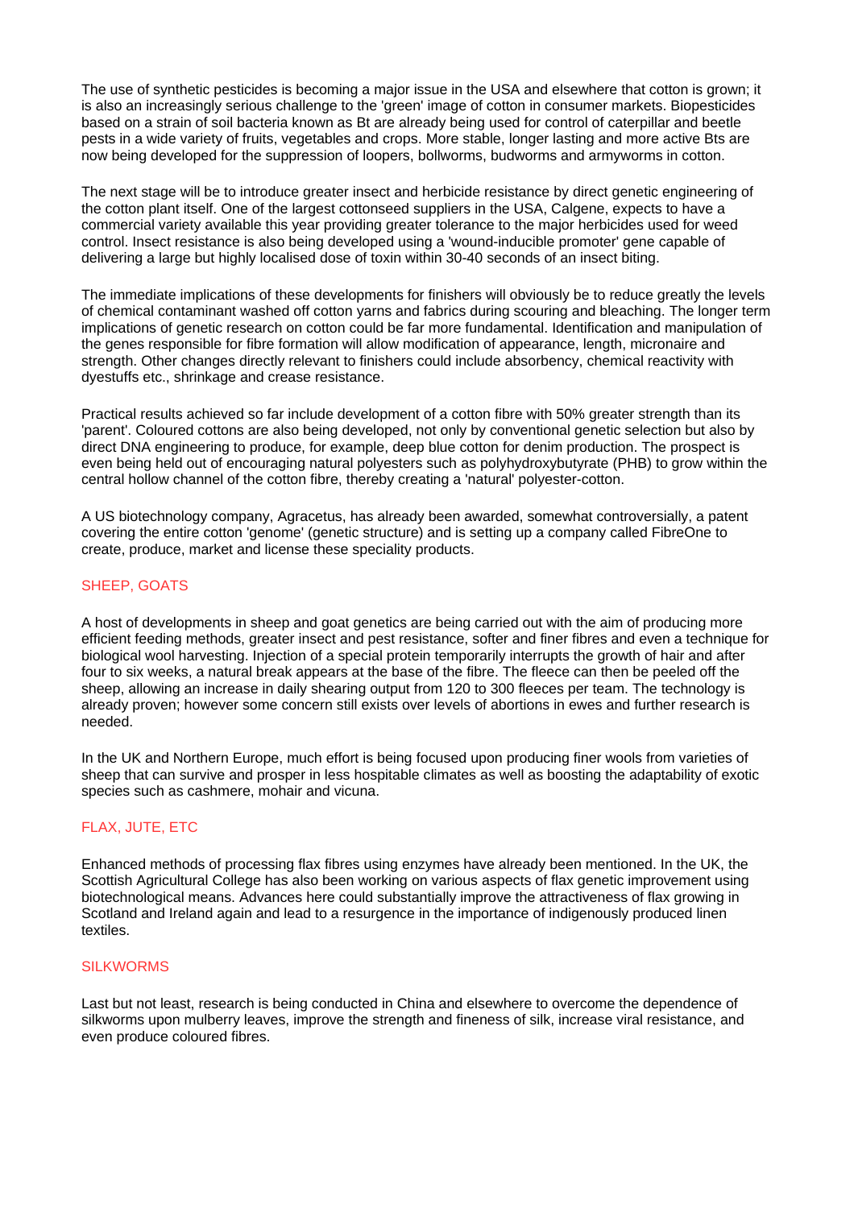The use of synthetic pesticides is becoming a major issue in the USA and elsewhere that cotton is grown; it is also an increasingly serious challenge to the 'green' image of cotton in consumer markets. Biopesticides based on a strain of soil bacteria known as Bt are already being used for control of caterpillar and beetle pests in a wide variety of fruits, vegetables and crops. More stable, longer lasting and more active Bts are now being developed for the suppression of loopers, bollworms, budworms and armyworms in cotton.

The next stage will be to introduce greater insect and herbicide resistance by direct genetic engineering of the cotton plant itself. One of the largest cottonseed suppliers in the USA, Calgene, expects to have a commercial variety available this year providing greater tolerance to the major herbicides used for weed control. Insect resistance is also being developed using a 'wound-inducible promoter' gene capable of delivering a large but highly localised dose of toxin within 30-40 seconds of an insect biting.

The immediate implications of these developments for finishers will obviously be to reduce greatly the levels of chemical contaminant washed off cotton yarns and fabrics during scouring and bleaching. The longer term implications of genetic research on cotton could be far more fundamental. Identification and manipulation of the genes responsible for fibre formation will allow modification of appearance, length, micronaire and strength. Other changes directly relevant to finishers could include absorbency, chemical reactivity with dyestuffs etc., shrinkage and crease resistance.

Practical results achieved so far include development of a cotton fibre with 50% greater strength than its 'parent'. Coloured cottons are also being developed, not only by conventional genetic selection but also by direct DNA engineering to produce, for example, deep blue cotton for denim production. The prospect is even being held out of encouraging natural polyesters such as polyhydroxybutyrate (PHB) to grow within the central hollow channel of the cotton fibre, thereby creating a 'natural' polyester-cotton.

A US biotechnology company, Agracetus, has already been awarded, somewhat controversially, a patent covering the entire cotton 'genome' (genetic structure) and is setting up a company called FibreOne to create, produce, market and license these speciality products.

## SHEEP, GOATS

A host of developments in sheep and goat genetics are being carried out with the aim of producing more efficient feeding methods, greater insect and pest resistance, softer and finer fibres and even a technique for biological wool harvesting. Injection of a special protein temporarily interrupts the growth of hair and after four to six weeks, a natural break appears at the base of the fibre. The fleece can then be peeled off the sheep, allowing an increase in daily shearing output from 120 to 300 fleeces per team. The technology is already proven; however some concern still exists over levels of abortions in ewes and further research is needed.

In the UK and Northern Europe, much effort is being focused upon producing finer wools from varieties of sheep that can survive and prosper in less hospitable climates as well as boosting the adaptability of exotic species such as cashmere, mohair and vicuna.

## FLAX, JUTE, ETC

Enhanced methods of processing flax fibres using enzymes have already been mentioned. In the UK, the Scottish Agricultural College has also been working on various aspects of flax genetic improvement using biotechnological means. Advances here could substantially improve the attractiveness of flax growing in Scotland and Ireland again and lead to a resurgence in the importance of indigenously produced linen textiles.

## SILKWORMS

Last but not least, research is being conducted in China and elsewhere to overcome the dependence of silkworms upon mulberry leaves, improve the strength and fineness of silk, increase viral resistance, and even produce coloured fibres.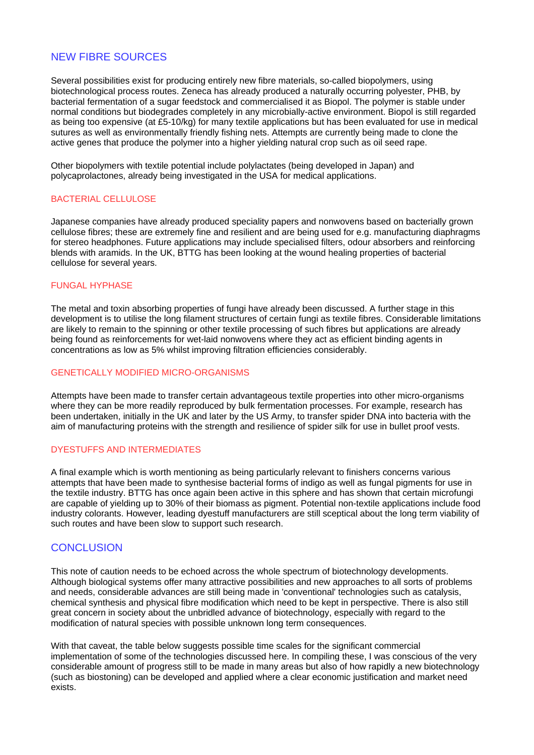## NEW FIBRE SOURCES

Several possibilities exist for producing entirely new fibre materials, so-called biopolymers, using biotechnological process routes. Zeneca has already produced a naturally occurring polyester, PHB, by bacterial fermentation of a sugar feedstock and commercialised it as Biopol. The polymer is stable under normal conditions but biodegrades completely in any microbially-active environment. Biopol is still regarded as being too expensive (at £5-10/kg) for many textile applications but has been evaluated for use in medical sutures as well as environmentally friendly fishing nets. Attempts are currently being made to clone the active genes that produce the polymer into a higher yielding natural crop such as oil seed rape.

Other biopolymers with textile potential include polylactates (being developed in Japan) and polycaprolactones, already being investigated in the USA for medical applications.

### BACTERIAL CELLULOSE

Japanese companies have already produced speciality papers and nonwovens based on bacterially grown cellulose fibres; these are extremely fine and resilient and are being used for e.g. manufacturing diaphragms for stereo headphones. Future applications may include specialised filters, odour absorbers and reinforcing blends with aramids. In the UK, BTTG has been looking at the wound healing properties of bacterial cellulose for several years.

### FUNGAL HYPHASE

The metal and toxin absorbing properties of fungi have already been discussed. A further stage in this development is to utilise the long filament structures of certain fungi as textile fibres. Considerable limitations are likely to remain to the spinning or other textile processing of such fibres but applications are already being found as reinforcements for wet-laid nonwovens where they act as efficient binding agents in concentrations as low as 5% whilst improving filtration efficiencies considerably.

### GENETICALLY MODIFIED MICRO-ORGANISMS

Attempts have been made to transfer certain advantageous textile properties into other micro-organisms where they can be more readily reproduced by bulk fermentation processes. For example, research has been undertaken, initially in the UK and later by the US Army, to transfer spider DNA into bacteria with the aim of manufacturing proteins with the strength and resilience of spider silk for use in bullet proof vests.

### DYESTUFFS AND INTERMEDIATES

A final example which is worth mentioning as being particularly relevant to finishers concerns various attempts that have been made to synthesise bacterial forms of indigo as well as fungal pigments for use in the textile industry. BTTG has once again been active in this sphere and has shown that certain microfungi are capable of yielding up to 30% of their biomass as pigment. Potential non-textile applications include food industry colorants. However, leading dyestuff manufacturers are still sceptical about the long term viability of such routes and have been slow to support such research.

## CONCLUSION

This note of caution needs to be echoed across the whole spectrum of biotechnology developments. Although biological systems offer many attractive possibilities and new approaches to all sorts of problems and needs, considerable advances are still being made in 'conventional' technologies such as catalysis, chemical synthesis and physical fibre modification which need to be kept in perspective. There is also still great concern in society about the unbridled advance of biotechnology, especially with regard to the modification of natural species with possible unknown long term consequences.

With that caveat, the table below suggests possible time scales for the significant commercial implementation of some of the technologies discussed here. In compiling these, I was conscious of the very considerable amount of progress still to be made in many areas but also of how rapidly a new biotechnology (such as biostoning) can be developed and applied where a clear economic justification and market need exists.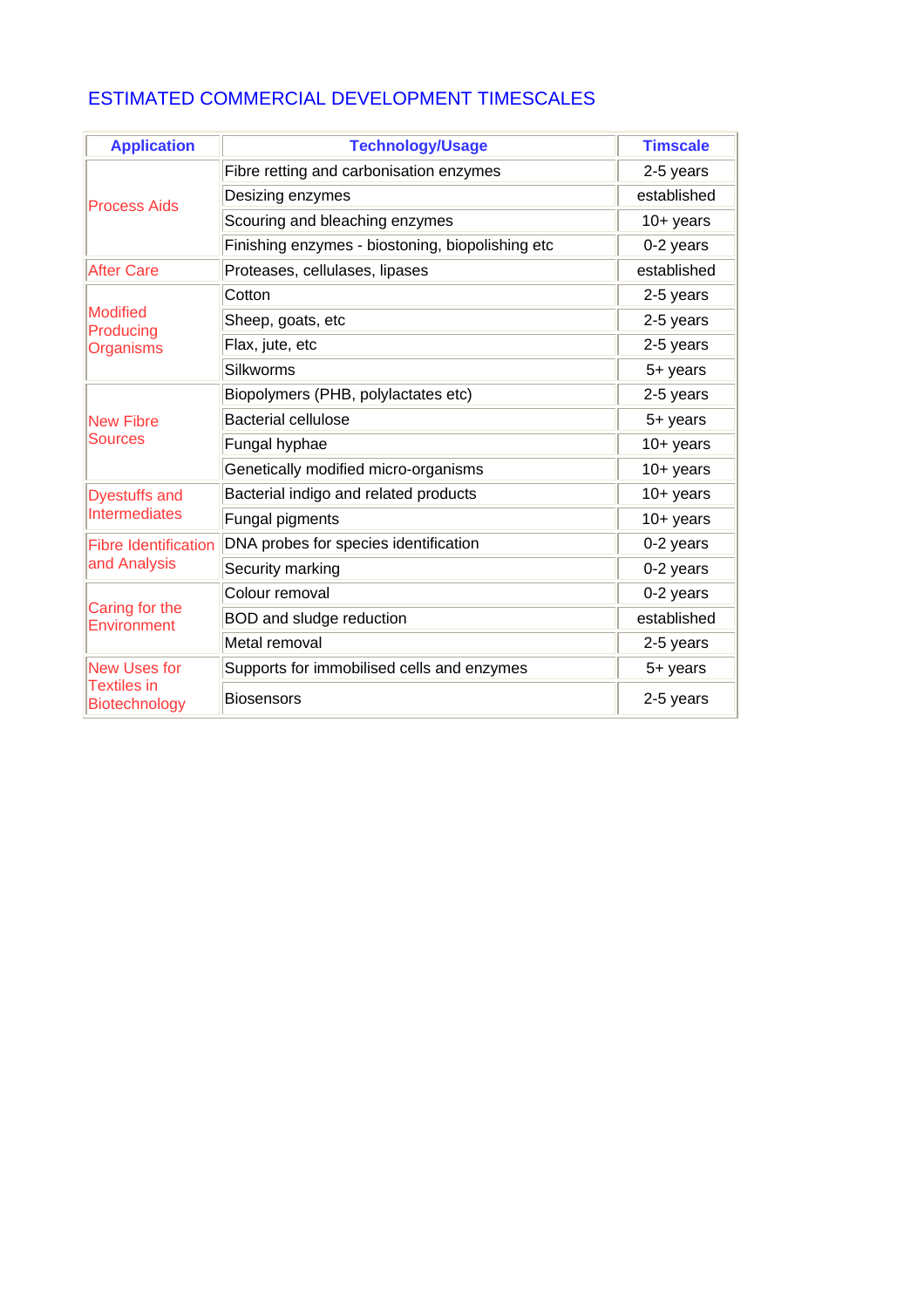## ESTIMATED COMMERCIAL DEVELOPMENT TIMESCALES

| Application | Technology/Usage | Timscale |
|---|---|---|
| Process Aids | Fibre retting and carbonisation enzymes | 2-5 years |
| | Desizing enzymes | established |
| | Scouring and bleaching enzymes | 10+ years |
| | Finishing enzymes - biostoning, biopolishing etc | 0-2 years |
| After Care | Proteases, cellulases, lipases | established |
| Modified Producing Organisms | Cotton | 2-5 years |
| | Sheep, goats, etc | 2-5 years |
| | Flax, jute, etc | 2-5 years |
| | Silkworms | 5+ years |
| New Fibre Sources | Biopolymers (PHB, polylactates etc) | 2-5 years |
| | Bacterial cellulose | 5+ years |
| | Fungal hyphae | 10+ years |
| | Genetically modified micro-organisms | 10+ years |
| Dyestuffs and Intermediates | Bacterial indigo and related products | 10+ years |
| | Fungal pigments | 10+ years |
| Fibre Identification and Analysis | DNA probes for species identification | 0-2 years |
| | Security marking | 0-2 years |
| Caring for the Environment | Colour removal | 0-2 years |
| | BOD and sludge reduction | established |
| | Metal removal | 2-5 years |
| New Uses for Textiles in Biotechnology | Supports for immobilised cells and enzymes | 5+ years |
| | Biosensors | 2-5 years |